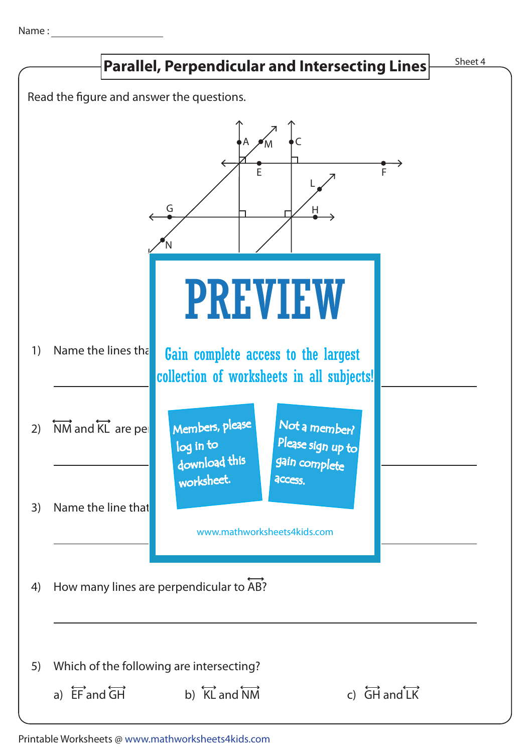Name : ____________________

# Parallel, Perpendicular and Intersecting Lines

Sheet 4

Read the figure and answer the questions.

1) Name the lines tha

______________________________________________

2) $\overleftrightarrow{NM}$ and $\overleftrightarrow{KL}$ are pe

______________________________________________

3) Name the line that

______________________________________________

PREVIEW

Gain complete access to the largest collection of worksheets in all subjects!

Members, please log in to download this worksheet.

Not a member? Please sign up to gain complete access.

www.mathworksheets4kids.com

4) How many lines are perpendicular to $\overleftrightarrow{AB}$?

______________________________________________

5) Which of the following are intersecting?

a) $\overleftrightarrow{EF}$ and $\overleftrightarrow{GH}$　　b) $\overleftrightarrow{KL}$ and $\overleftrightarrow{NM}$　　c) $\overleftrightarrow{GH}$ and $\overleftrightarrow{LK}$

Printable Worksheets @ www.mathworksheets4kids.com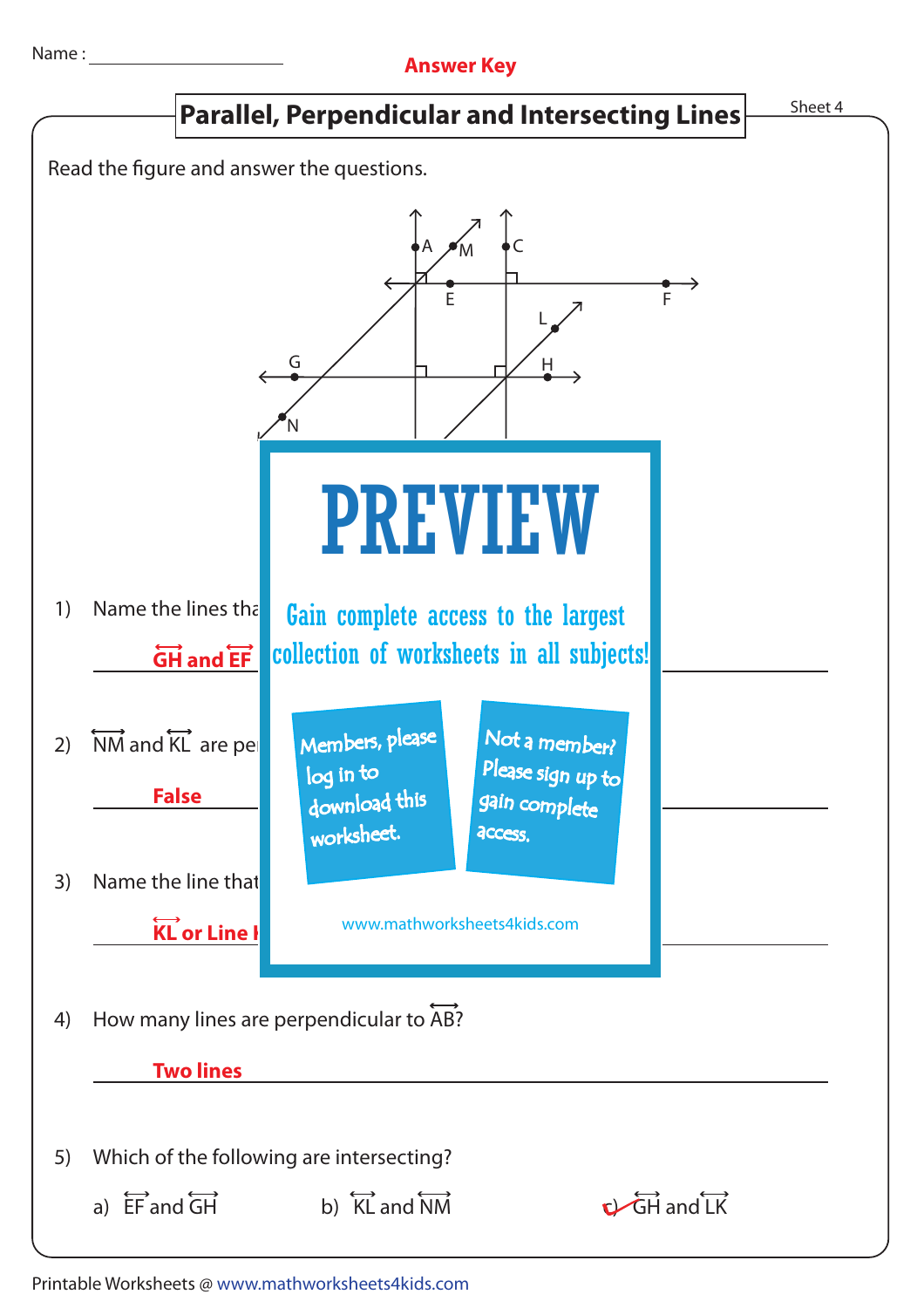Name : ____________________

**Answer Key**

# Parallel, Perpendicular and Intersecting Lines

Sheet 4

Read the figure and answer the questions.

A M C E F L G H N

PREVIEW

Gain complete access to the largest collection of worksheets in all subjects!

Members, please log in to download this worksheet.

Not a member? Please sign up to gain complete access.

www.mathworksheets4kids.com

1) Name the lines tha

**$\overleftrightarrow{GH}$ and $\overleftrightarrow{EF}$**

2) $\overleftrightarrow{NM}$ and $\overleftrightarrow{KL}$ are pe

**False**

3) Name the line that

**$\overleftrightarrow{KL}$ or Line K**

4) How many lines are perpendicular to $\overleftrightarrow{AB}$?

**Two lines**

5) Which of the following are intersecting?

a) $\overleftrightarrow{EF}$ and $\overleftrightarrow{GH}$  b) $\overleftrightarrow{KL}$ and $\overleftrightarrow{NM}$  c) $\overleftrightarrow{GH}$ and $\overleftrightarrow{LK}$ ✓

Printable Worksheets @ www.mathworksheets4kids.com